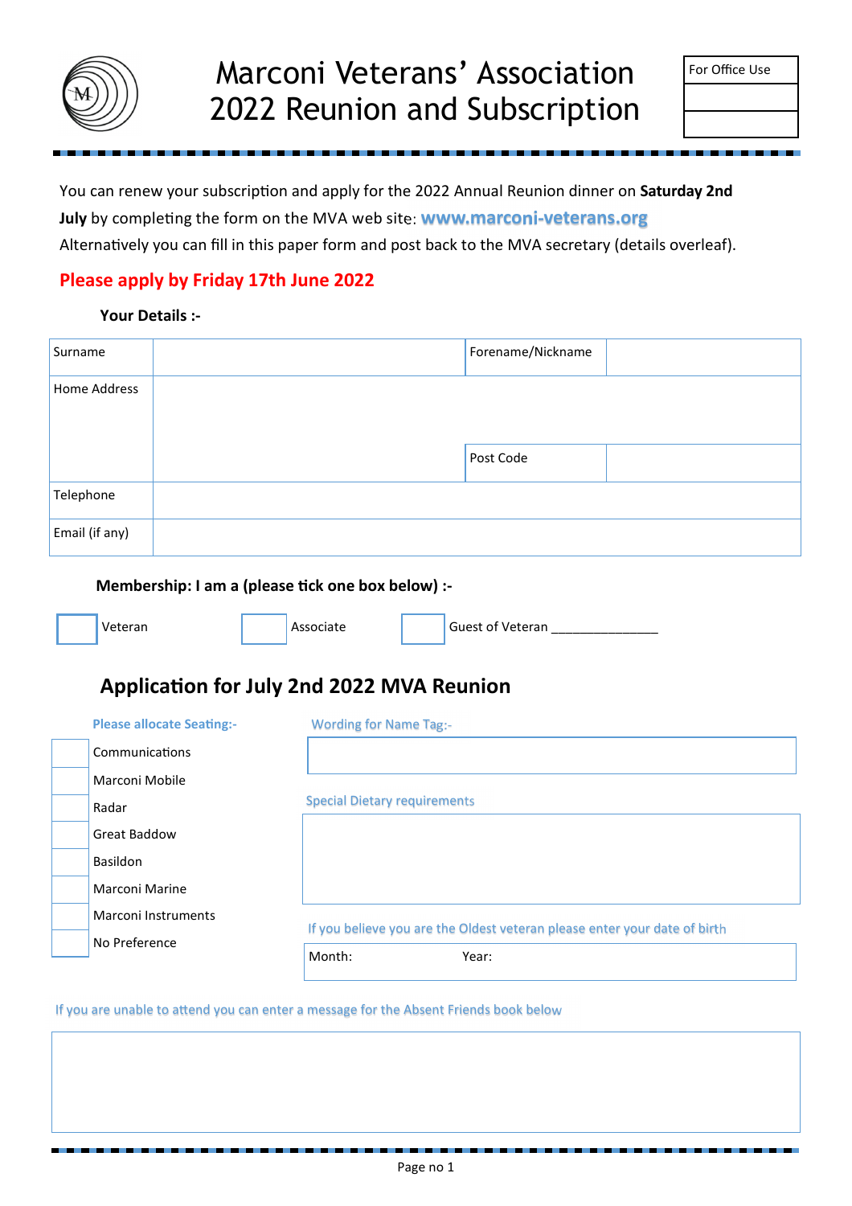# Marconi Veterans' Association 2022 Reunion and Subscription

| For Office Use |
|---|
| |
| |

You can renew your subscription and apply for the 2022 Annual Reunion dinner on **Saturday 2nd July** by completing the form on the MVA web site: **www.marconi-veterans.org**
Alternatively you can fill in this paper form and post back to the MVA secretary (details overleaf).

**Please apply by Friday 17th June 2022**

**Your Details :-**

| Surname | | Forename/Nickname | |
|---|---|---|---|
| Home Address | | | |
| | | Post Code | |
| Telephone | | | |
| Email (if any) | | | |

**Membership: I am a (please tick one box below) :-**

☐ Veteran ☐ Associate ☐ Guest of Veteran _______________

## Application for July 2nd 2022 MVA Reunion

**Please allocate Seating:-**

☐ Communications
☐ Marconi Mobile
☐ Radar
☐ Great Baddow
☐ Basildon
☐ Marconi Marine
☐ Marconi Instruments
☐ No Preference

Wording for Name Tag:-

Special Dietary requirements

If you believe you are the Oldest veteran please enter your date of birth

Month: Year:

If you are unable to attend you can enter a message for the Absent Friends book below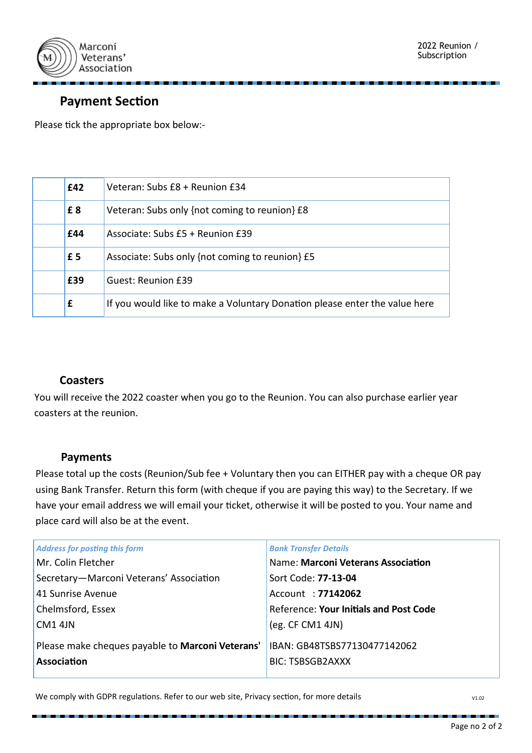## Payment Section

Please tick the appropriate box below:-

| | | |
|---|---|---|
| | **£42** | Veteran: Subs £8 + Reunion £34 |
| | **£ 8** | Veteran: Subs only {not coming to reunion} £8 |
| | **£44** | Associate: Subs £5 + Reunion £39 |
| | **£ 5** | Associate: Subs only {not coming to reunion} £5 |
| | **£39** | Guest: Reunion £39 |
| | **£** | If you would like to make a Voluntary Donation please enter the value here |

### Coasters

You will receive the 2022 coaster when you go to the Reunion. You can also purchase earlier year coasters at the reunion.

### Payments

Please total up the costs (Reunion/Sub fee + Voluntary then you can EITHER pay with a cheque OR pay using Bank Transfer. Return this form (with cheque if you are paying this way) to the Secretary. If we have your email address we will email your ticket, otherwise it will be posted to you. Your name and place card will also be at the event.

| ***Address for posting this form*** | ***Bank Transfer Details*** |
|---|---|
| Mr. Colin Fletcher | Name: **Marconi Veterans Association** |
| Secretary—Marconi Veterans' Association | Sort Code: **77-13-04** |
| 41 Sunrise Avenue | Account : **77142062** |
| Chelmsford, Essex | Reference: **Your Initials and Post Code** |
| CM1 4JN | (eg. CF CM1 4JN) |
| Please make cheques payable to **Marconi Veterans' Association** | IBAN: GB48TSBS77130477142062<br>BIC: TSBSGB2AXXX |

We comply with GDPR regulations. Refer to our web site, Privacy section, for more details

V1.02